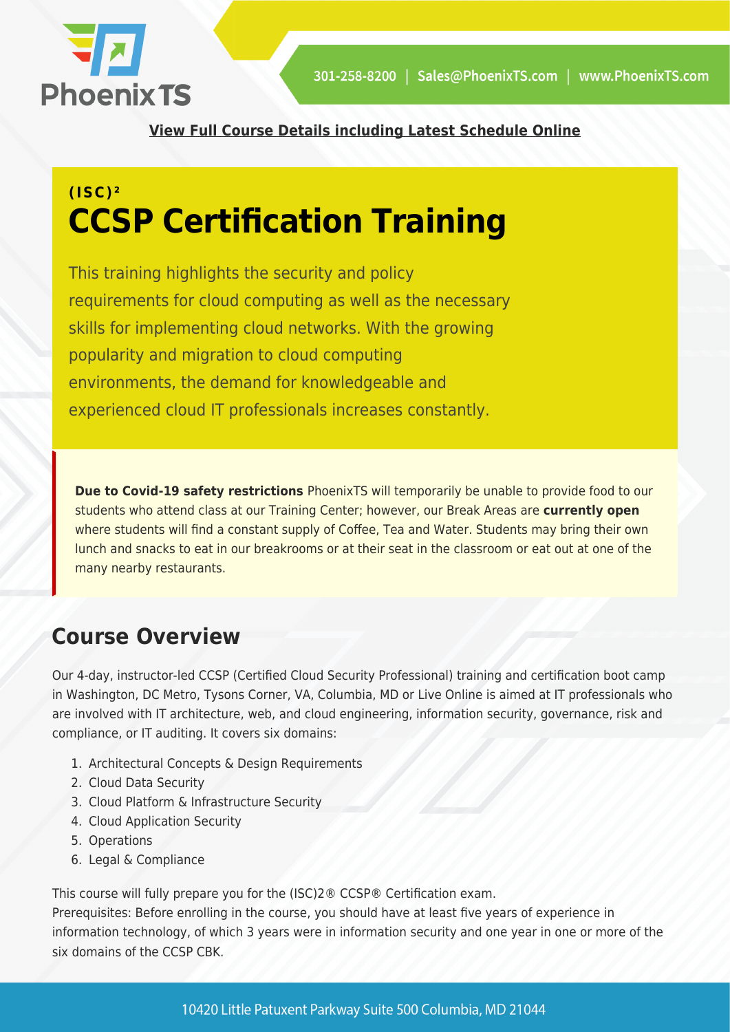[View Full Course Details including Latest Schedule Online](#)

**(ISC)²**

# CCSP Certification Training

This training highlights the security and policy requirements for cloud computing as well as the necessary skills for implementing cloud networks. With the growing popularity and migration to cloud computing environments, the demand for knowledgeable and experienced cloud IT professionals increases constantly.

**Due to Covid-19 safety restrictions** PhoenixTS will temporarily be unable to provide food to our students who attend class at our Training Center; however, our Break Areas are **currently open** where students will find a constant supply of Coffee, Tea and Water. Students may bring their own lunch and snacks to eat in our breakrooms or at their seat in the classroom or eat out at one of the many nearby restaurants.

## Course Overview

Our 4-day, instructor-led CCSP (Certified Cloud Security Professional) training and certification boot camp in Washington, DC Metro, Tysons Corner, VA, Columbia, MD or Live Online is aimed at IT professionals who are involved with IT architecture, web, and cloud engineering, information security, governance, risk and compliance, or IT auditing. It covers six domains:

1. Architectural Concepts & Design Requirements
2. Cloud Data Security
3. Cloud Platform & Infrastructure Security
4. Cloud Application Security
5. Operations
6. Legal & Compliance

This course will fully prepare you for the (ISC)2® CCSP® Certification exam.
Prerequisites: Before enrolling in the course, you should have at least five years of experience in information technology, of which 3 years were in information security and one year in one or more of the six domains of the CCSP CBK.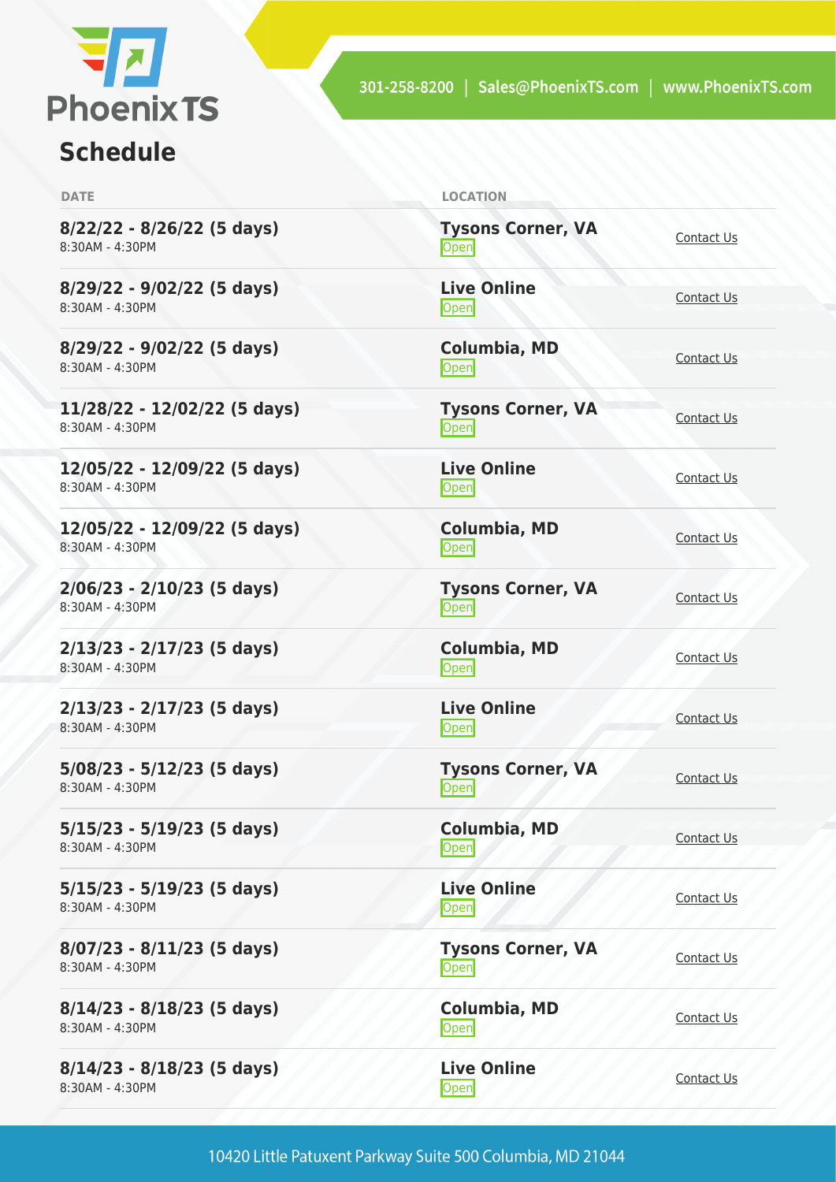## Schedule

| DATE | LOCATION | |
|---|---|---|
| **8/22/22 - 8/26/22 (5 days)** 8:30AM - 4:30PM | **Tysons Corner, VA** Open | Contact Us |
| **8/29/22 - 9/02/22 (5 days)** 8:30AM - 4:30PM | **Live Online** Open | Contact Us |
| **8/29/22 - 9/02/22 (5 days)** 8:30AM - 4:30PM | **Columbia, MD** Open | Contact Us |
| **11/28/22 - 12/02/22 (5 days)** 8:30AM - 4:30PM | **Tysons Corner, VA** Open | Contact Us |
| **12/05/22 - 12/09/22 (5 days)** 8:30AM - 4:30PM | **Live Online** Open | Contact Us |
| **12/05/22 - 12/09/22 (5 days)** 8:30AM - 4:30PM | **Columbia, MD** Open | Contact Us |
| **2/06/23 - 2/10/23 (5 days)** 8:30AM - 4:30PM | **Tysons Corner, VA** Open | Contact Us |
| **2/13/23 - 2/17/23 (5 days)** 8:30AM - 4:30PM | **Columbia, MD** Open | Contact Us |
| **2/13/23 - 2/17/23 (5 days)** 8:30AM - 4:30PM | **Live Online** Open | Contact Us |
| **5/08/23 - 5/12/23 (5 days)** 8:30AM - 4:30PM | **Tysons Corner, VA** Open | Contact Us |
| **5/15/23 - 5/19/23 (5 days)** 8:30AM - 4:30PM | **Columbia, MD** Open | Contact Us |
| **5/15/23 - 5/19/23 (5 days)** 8:30AM - 4:30PM | **Live Online** Open | Contact Us |
| **8/07/23 - 8/11/23 (5 days)** 8:30AM - 4:30PM | **Tysons Corner, VA** Open | Contact Us |
| **8/14/23 - 8/18/23 (5 days)** 8:30AM - 4:30PM | **Columbia, MD** Open | Contact Us |
| **8/14/23 - 8/18/23 (5 days)** 8:30AM - 4:30PM | **Live Online** Open | Contact Us |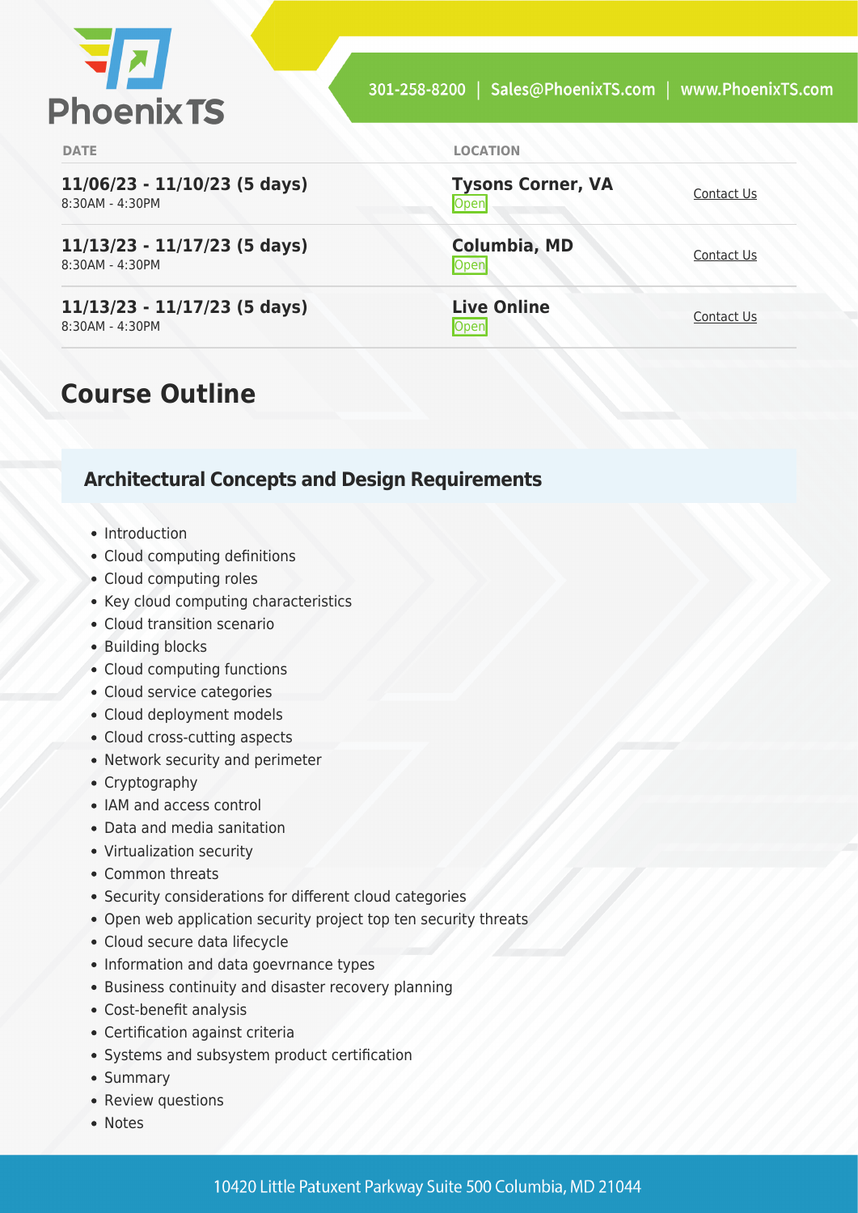| DATE | LOCATION | |
|---|---|---|
| **11/06/23 - 11/10/23 (5 days)**<br>8:30AM - 4:30PM | **Tysons Corner, VA**<br>Open | Contact Us |
| **11/13/23 - 11/17/23 (5 days)**<br>8:30AM - 4:30PM | **Columbia, MD**<br>Open | Contact Us |
| **11/13/23 - 11/17/23 (5 days)**<br>8:30AM - 4:30PM | **Live Online**<br>Open | Contact Us |

# Course Outline

## Architectural Concepts and Design Requirements

- Introduction
- Cloud computing definitions
- Cloud computing roles
- Key cloud computing characteristics
- Cloud transition scenario
- Building blocks
- Cloud computing functions
- Cloud service categories
- Cloud deployment models
- Cloud cross-cutting aspects
- Network security and perimeter
- Cryptography
- IAM and access control
- Data and media sanitation
- Virtualization security
- Common threats
- Security considerations for different cloud categories
- Open web application security project top ten security threats
- Cloud secure data lifecycle
- Information and data goevrnance types
- Business continuity and disaster recovery planning
- Cost-benefit analysis
- Certification against criteria
- Systems and subsystem product certification
- Summary
- Review questions
- Notes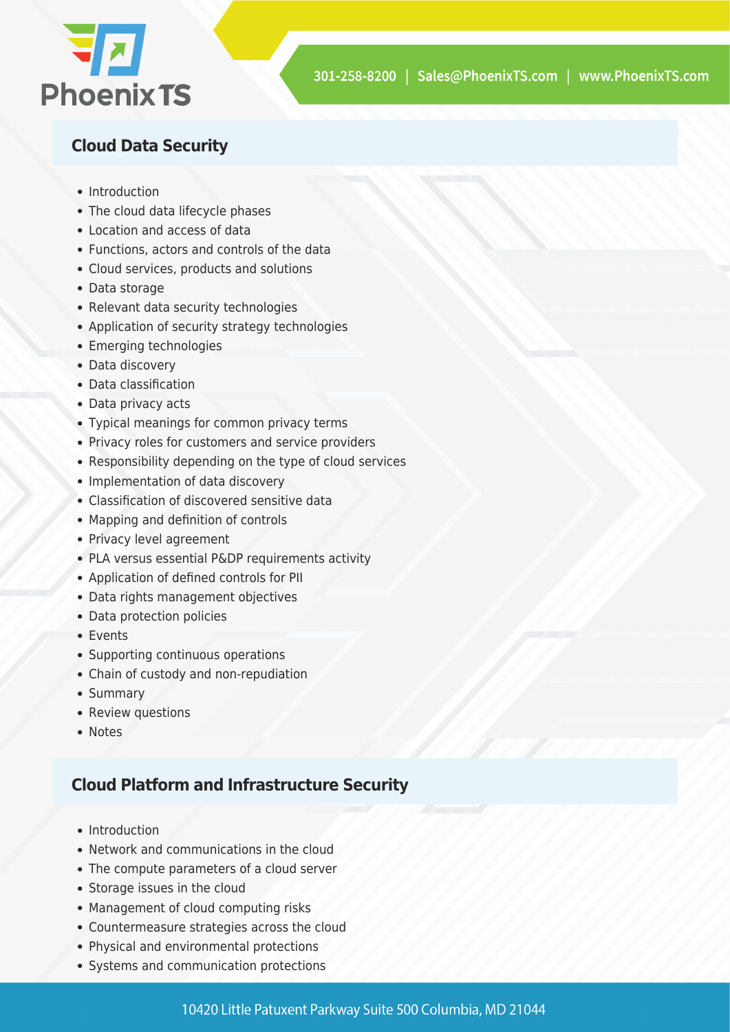## Cloud Data Security

- Introduction
- The cloud data lifecycle phases
- Location and access of data
- Functions, actors and controls of the data
- Cloud services, products and solutions
- Data storage
- Relevant data security technologies
- Application of security strategy technologies
- Emerging technologies
- Data discovery
- Data classification
- Data privacy acts
- Typical meanings for common privacy terms
- Privacy roles for customers and service providers
- Responsibility depending on the type of cloud services
- Implementation of data discovery
- Classification of discovered sensitive data
- Mapping and definition of controls
- Privacy level agreement
- PLA versus essential P&DP requirements activity
- Application of defined controls for PII
- Data rights management objectives
- Data protection policies
- Events
- Supporting continuous operations
- Chain of custody and non-repudiation
- Summary
- Review questions
- Notes

## Cloud Platform and Infrastructure Security

- Introduction
- Network and communications in the cloud
- The compute parameters of a cloud server
- Storage issues in the cloud
- Management of cloud computing risks
- Countermeasure strategies across the cloud
- Physical and environmental protections
- Systems and communication protections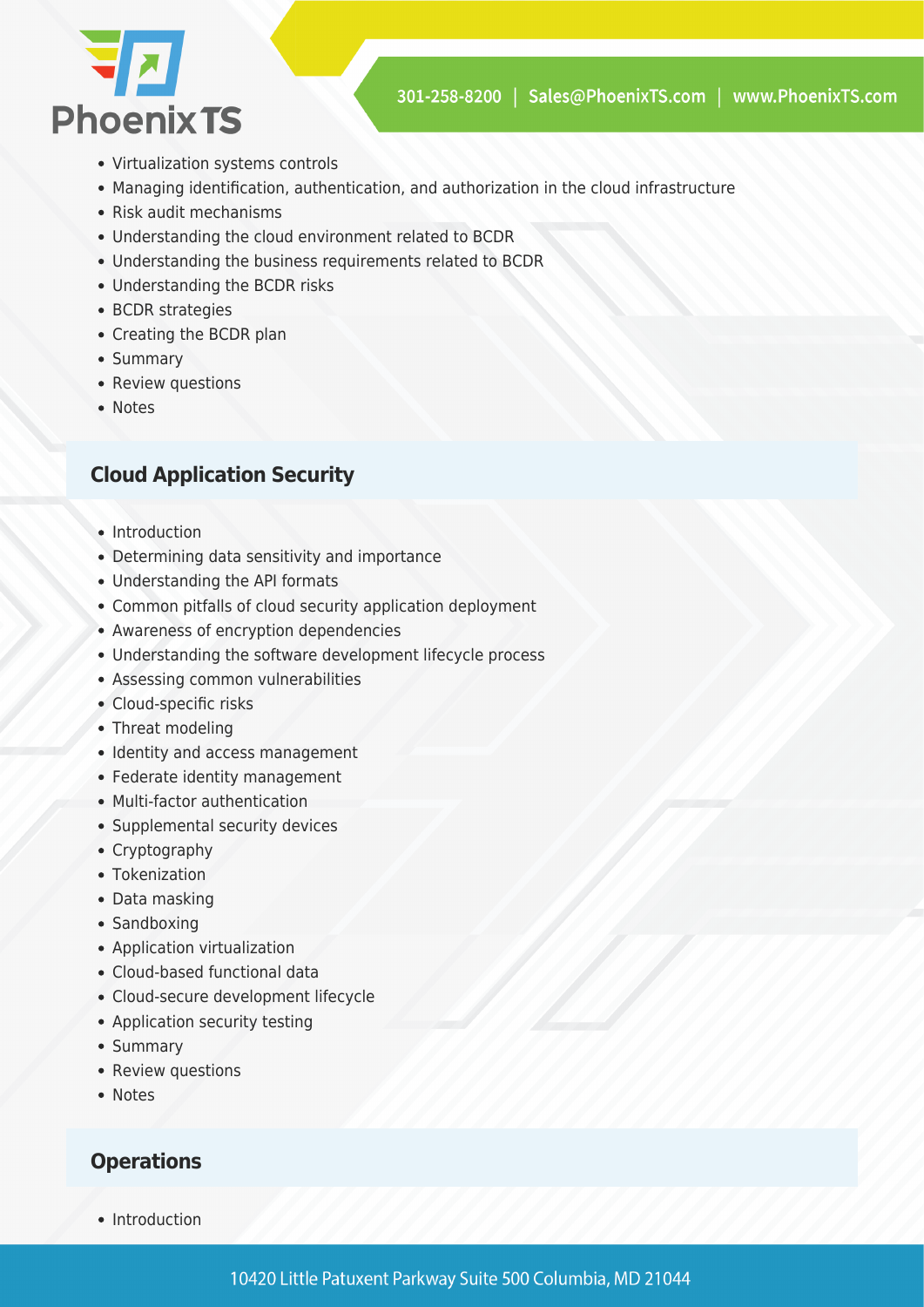- Virtualization systems controls
- Managing identification, authentication, and authorization in the cloud infrastructure
- Risk audit mechanisms
- Understanding the cloud environment related to BCDR
- Understanding the business requirements related to BCDR
- Understanding the BCDR risks
- BCDR strategies
- Creating the BCDR plan
- Summary
- Review questions
- Notes

### Cloud Application Security

- Introduction
- Determining data sensitivity and importance
- Understanding the API formats
- Common pitfalls of cloud security application deployment
- Awareness of encryption dependencies
- Understanding the software development lifecycle process
- Assessing common vulnerabilities
- Cloud-specific risks
- Threat modeling
- Identity and access management
- Federate identity management
- Multi-factor authentication
- Supplemental security devices
- Cryptography
- Tokenization
- Data masking
- Sandboxing
- Application virtualization
- Cloud-based functional data
- Cloud-secure development lifecycle
- Application security testing
- Summary
- Review questions
- Notes

### Operations

- Introduction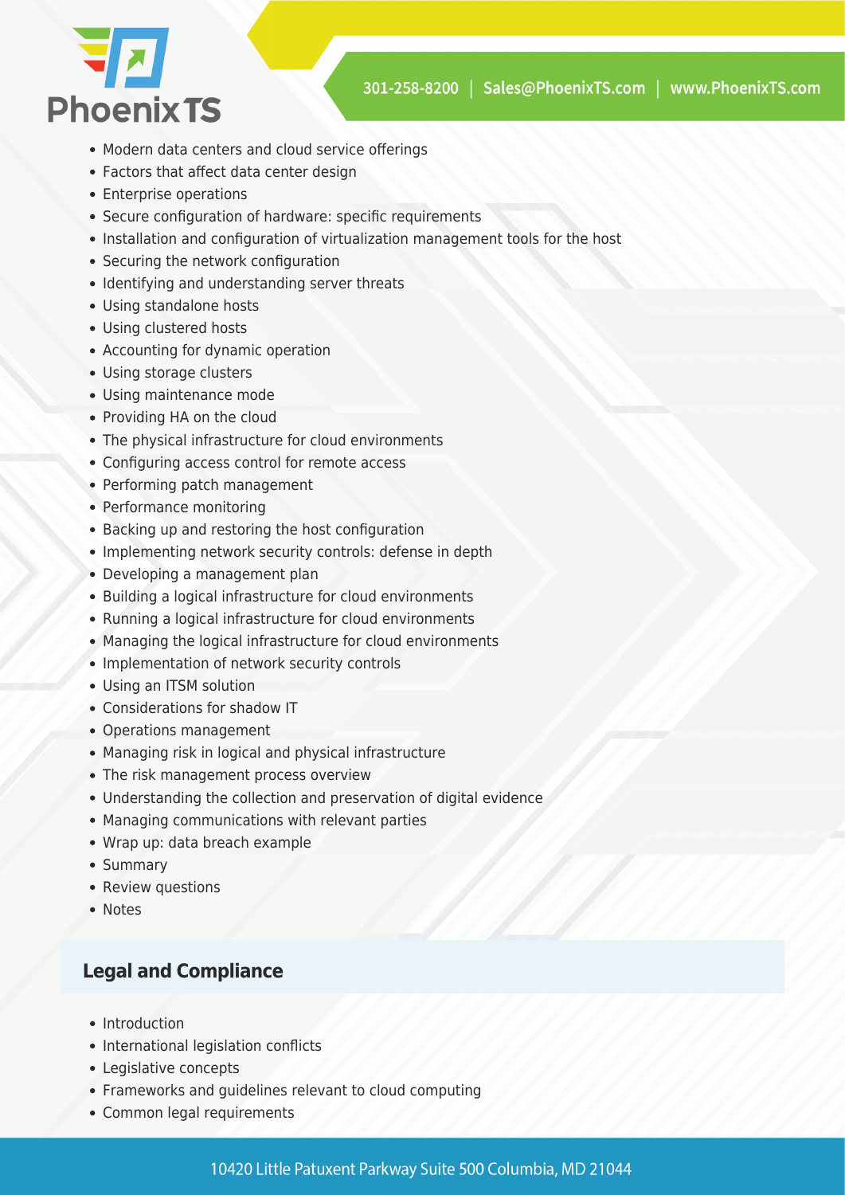- Modern data centers and cloud service offerings
- Factors that affect data center design
- Enterprise operations
- Secure configuration of hardware: specific requirements
- Installation and configuration of virtualization management tools for the host
- Securing the network configuration
- Identifying and understanding server threats
- Using standalone hosts
- Using clustered hosts
- Accounting for dynamic operation
- Using storage clusters
- Using maintenance mode
- Providing HA on the cloud
- The physical infrastructure for cloud environments
- Configuring access control for remote access
- Performing patch management
- Performance monitoring
- Backing up and restoring the host configuration
- Implementing network security controls: defense in depth
- Developing a management plan
- Building a logical infrastructure for cloud environments
- Running a logical infrastructure for cloud environments
- Managing the logical infrastructure for cloud environments
- Implementation of network security controls
- Using an ITSM solution
- Considerations for shadow IT
- Operations management
- Managing risk in logical and physical infrastructure
- The risk management process overview
- Understanding the collection and preservation of digital evidence
- Managing communications with relevant parties
- Wrap up: data breach example
- Summary
- Review questions
- Notes

## Legal and Compliance

- Introduction
- International legislation conflicts
- Legislative concepts
- Frameworks and guidelines relevant to cloud computing
- Common legal requirements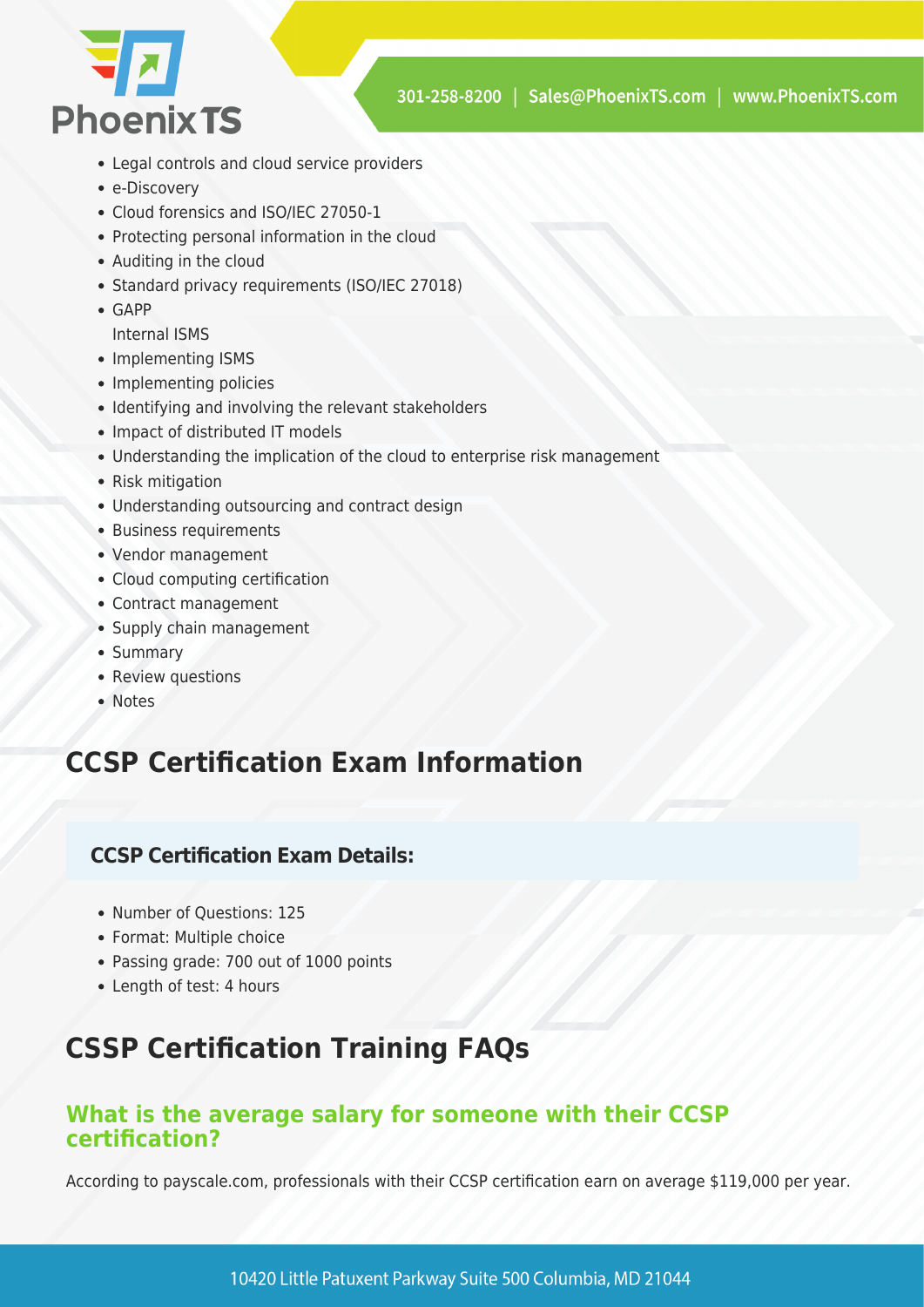- Legal controls and cloud service providers
- e-Discovery
- Cloud forensics and ISO/IEC 27050-1
- Protecting personal information in the cloud
- Auditing in the cloud
- Standard privacy requirements (ISO/IEC 27018)
- GAPP
  Internal ISMS
- Implementing ISMS
- Implementing policies
- Identifying and involving the relevant stakeholders
- Impact of distributed IT models
- Understanding the implication of the cloud to enterprise risk management
- Risk mitigation
- Understanding outsourcing and contract design
- Business requirements
- Vendor management
- Cloud computing certification
- Contract management
- Supply chain management
- Summary
- Review questions
- Notes

## CCSP Certification Exam Information

### CCSP Certification Exam Details:

- Number of Questions: 125
- Format: Multiple choice
- Passing grade: 700 out of 1000 points
- Length of test: 4 hours

## CSSP Certification Training FAQs

### What is the average salary for someone with their CCSP certification?

According to payscale.com, professionals with their CCSP certification earn on average $119,000 per year.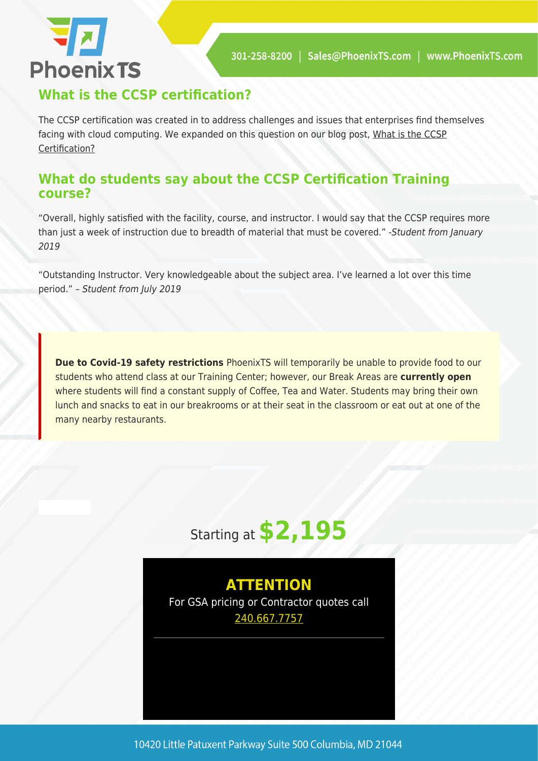## What is the CCSP certification?

The CCSP certification was created in to address challenges and issues that enterprises find themselves facing with cloud computing. We expanded on this question on our blog post, What is the CCSP Certification?

## What do students say about the CCSP Certification Training course?

"Overall, highly satisfied with the facility, course, and instructor. I would say that the CCSP requires more than just a week of instruction due to breadth of material that must be covered." *-Student from January 2019*

"Outstanding Instructor. Very knowledgeable about the subject area. I've learned a lot over this time period." – *Student from July 2019*

**Due to Covid-19 safety restrictions** PhoenixTS will temporarily be unable to provide food to our students who attend class at our Training Center; however, our Break Areas are **currently open** where students will find a constant supply of Coffee, Tea and Water. Students may bring their own lunch and snacks to eat in our breakrooms or at their seat in the classroom or eat out at one of the many nearby restaurants.

Starting at **$2,195**

**ATTENTION**

For GSA pricing or Contractor quotes call 240.667.7757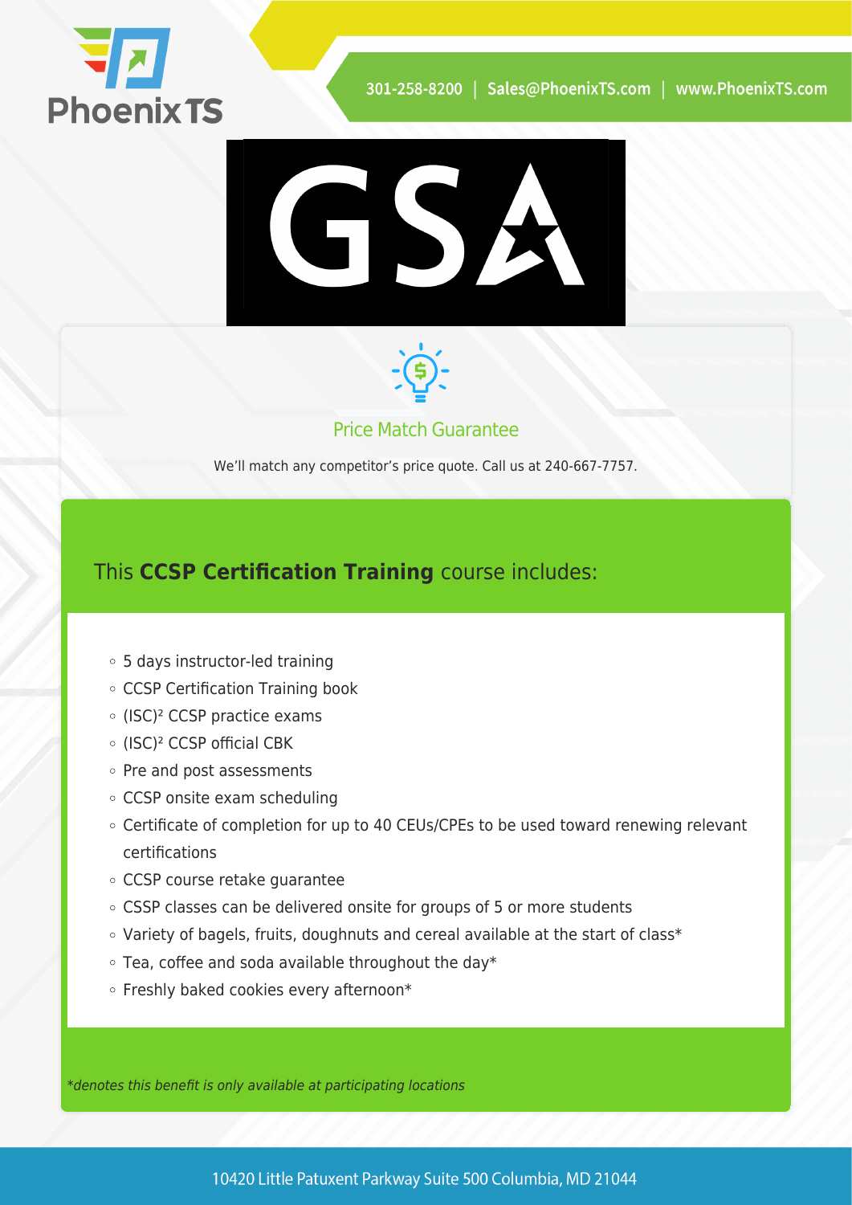## Price Match Guarantee

We'll match any competitor's price quote. Call us at 240-667-7757.

## This **CCSP Certification Training** course includes:

- 5 days instructor-led training
- CCSP Certification Training book
- (ISC)² CCSP practice exams
- (ISC)² CCSP official CBK
- Pre and post assessments
- CCSP onsite exam scheduling
- Certificate of completion for up to 40 CEUs/CPEs to be used toward renewing relevant certifications
- CCSP course retake guarantee
- CSSP classes can be delivered onsite for groups of 5 or more students
- Variety of bagels, fruits, doughnuts and cereal available at the start of class*
- Tea, coffee and soda available throughout the day*
- Freshly baked cookies every afternoon*

*\*denotes this benefit is only available at participating locations*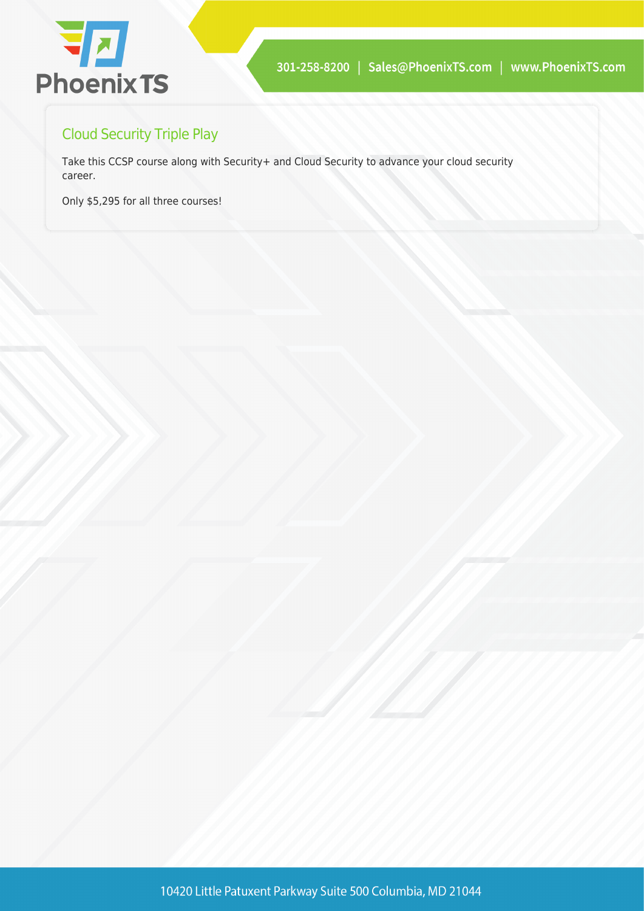## Cloud Security Triple Play

Take this CCSP course along with Security+ and Cloud Security to advance your cloud security career.

Only $5,295 for all three courses!